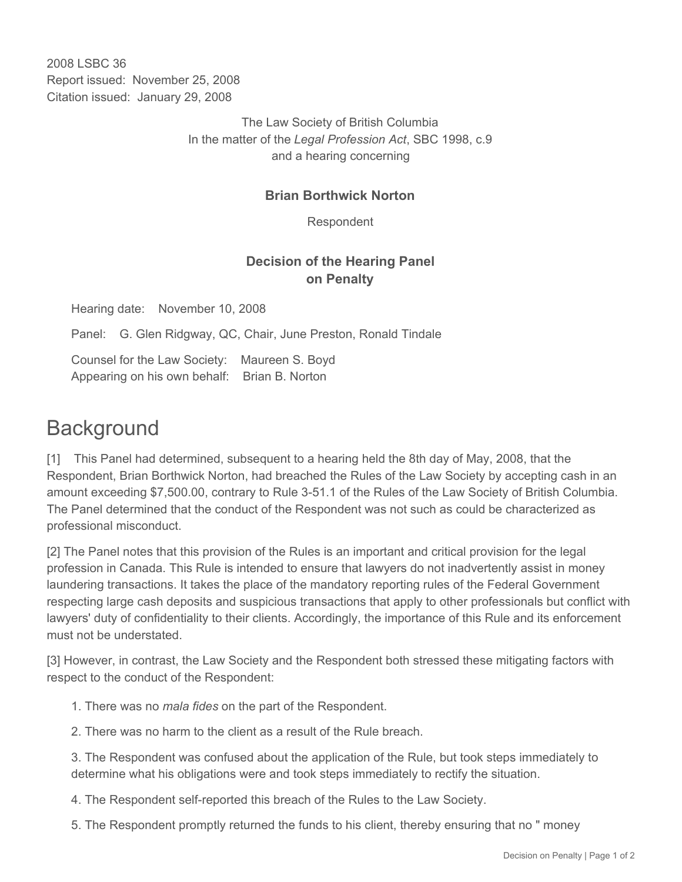2008 LSBC 36
Report issued: November 25, 2008
Citation issued: January 29, 2008

The Law Society of British Columbia
In the matter of the *Legal Profession Act*, SBC 1998, c.9
and a hearing concerning

**Brian Borthwick Norton**

Respondent

**Decision of the Hearing Panel on Penalty**

Hearing date: November 10, 2008

Panel: G. Glen Ridgway, QC, Chair, June Preston, Ronald Tindale

Counsel for the Law Society: Maureen S. Boyd
Appearing on his own behalf: Brian B. Norton

# Background

[1] This Panel had determined, subsequent to a hearing held the 8th day of May, 2008, that the Respondent, Brian Borthwick Norton, had breached the Rules of the Law Society by accepting cash in an amount exceeding $7,500.00, contrary to Rule 3-51.1 of the Rules of the Law Society of British Columbia. The Panel determined that the conduct of the Respondent was not such as could be characterized as professional misconduct.

[2] The Panel notes that this provision of the Rules is an important and critical provision for the legal profession in Canada. This Rule is intended to ensure that lawyers do not inadvertently assist in money laundering transactions. It takes the place of the mandatory reporting rules of the Federal Government respecting large cash deposits and suspicious transactions that apply to other professionals but conflict with lawyers' duty of confidentiality to their clients. Accordingly, the importance of this Rule and its enforcement must not be understated.

[3] However, in contrast, the Law Society and the Respondent both stressed these mitigating factors with respect to the conduct of the Respondent:

1. There was no *mala fides* on the part of the Respondent.

2. There was no harm to the client as a result of the Rule breach.

3. The Respondent was confused about the application of the Rule, but took steps immediately to determine what his obligations were and took steps immediately to rectify the situation.

4. The Respondent self-reported this breach of the Rules to the Law Society.

5. The Respondent promptly returned the funds to his client, thereby ensuring that no " money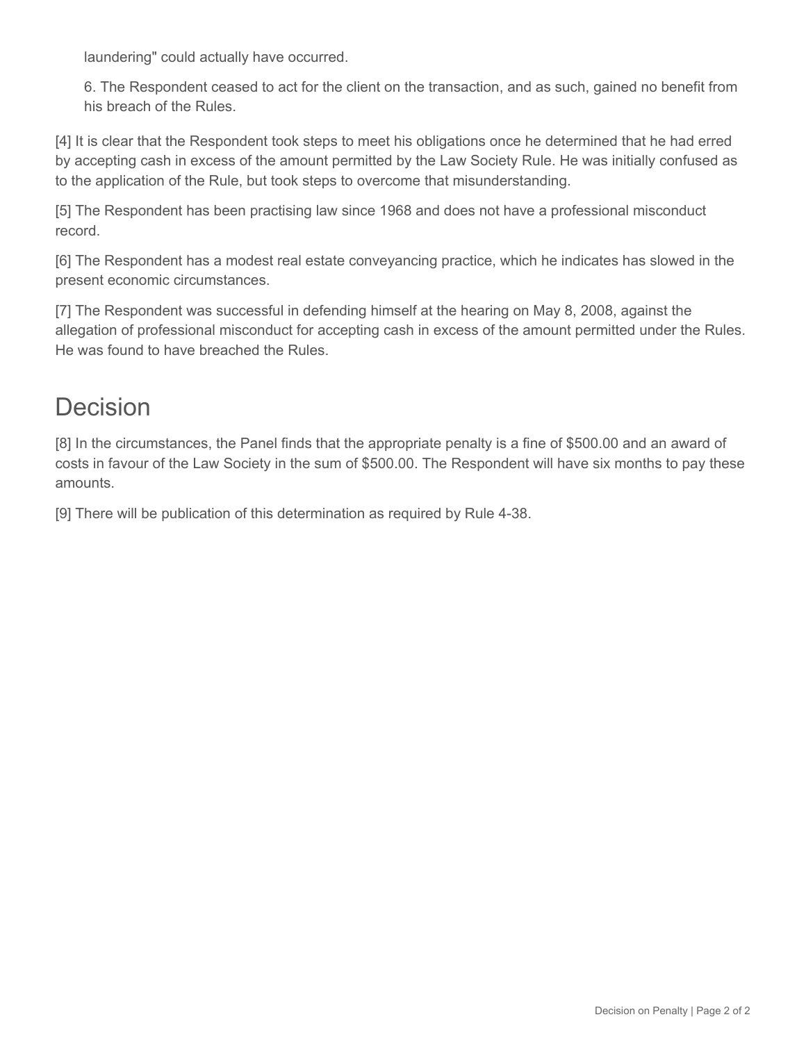laundering" could actually have occurred.

6. The Respondent ceased to act for the client on the transaction, and as such, gained no benefit from his breach of the Rules.

[4] It is clear that the Respondent took steps to meet his obligations once he determined that he had erred by accepting cash in excess of the amount permitted by the Law Society Rule. He was initially confused as to the application of the Rule, but took steps to overcome that misunderstanding.

[5] The Respondent has been practising law since 1968 and does not have a professional misconduct record.

[6] The Respondent has a modest real estate conveyancing practice, which he indicates has slowed in the present economic circumstances.

[7] The Respondent was successful in defending himself at the hearing on May 8, 2008, against the allegation of professional misconduct for accepting cash in excess of the amount permitted under the Rules. He was found to have breached the Rules.

# Decision

[8] In the circumstances, the Panel finds that the appropriate penalty is a fine of $500.00 and an award of costs in favour of the Law Society in the sum of $500.00. The Respondent will have six months to pay these amounts.

[9] There will be publication of this determination as required by Rule 4-38.